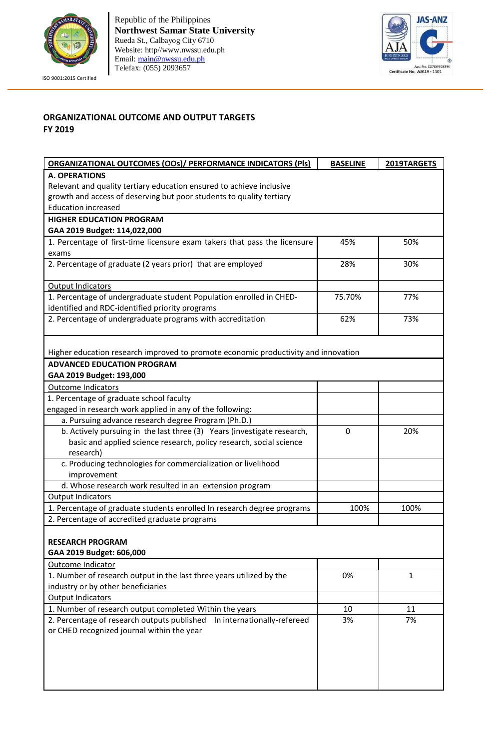Republic of the Philippines
**Northwest Samar State University**
Rueda St., Calbayog City 6710
Website: http//www.nwssu.edu.ph
Email: main@nwssu.edu.ph
Telefax: (055) 2093657

ISO 9001:2015 Certified

## ORGANIZATIONAL OUTCOME AND OUTPUT TARGETS
## FY 2019

| ORGANIZATIONAL OUTCOMES (OOs)/ PERFORMANCE INDICATORS (PIs) | BASELINE | 2019TARGETS |
|---|---|---|
| **A. OPERATIONS** Relevant and quality tertiary education ensured to achieve inclusive growth and access of deserving but poor students to quality tertiary Education increased | | |
| **HIGHER EDUCATION PROGRAM** **GAA 2019 Budget: 114,022,000** | | |
| 1. Percentage of first-time licensure exam takers that pass the licensure exams | 45% | 50% |
| 2. Percentage of graduate (2 years prior) that are employed | 28% | 30% |
| Output Indicators | | |
| 1. Percentage of undergraduate student Population enrolled in CHED-identified and RDC-identified priority programs | 75.70% | 77% |
| 2. Percentage of undergraduate programs with accreditation | 62% | 73% |
| Higher education research improved to promote economic productivity and innovation | | |
| **ADVANCED EDUCATION PROGRAM** **GAA 2019 Budget: 193,000** | | |
| Outcome Indicators | | |
| 1. Percentage of graduate school faculty engaged in research work applied in any of the following: | | |
| a. Pursuing advance research degree Program (Ph.D.) | | |
| b. Actively pursuing in the last three (3) Years (investigate research, basic and applied science research, policy research, social science research) | 0 | 20% |
| c. Producing technologies for commercialization or livelihood improvement | | |
| d. Whose research work resulted in an extension program | | |
| Output Indicators | | |
| 1. Percentage of graduate students enrolled In research degree programs | 100% | 100% |
| 2. Percentage of accredited graduate programs | | |
| **RESEARCH PROGRAM** **GAA 2019 Budget: 606,000** | | |
| Outcome Indicator | | |
| 1. Number of research output in the last three years utilized by the industry or by other beneficiaries | 0% | 1 |
| Output Indicators | | |
| 1. Number of research output completed Within the years | 10 | 11 |
| 2. Percentage of research outputs published In internationally-refereed or CHED recognized journal within the year | 3% | 7% |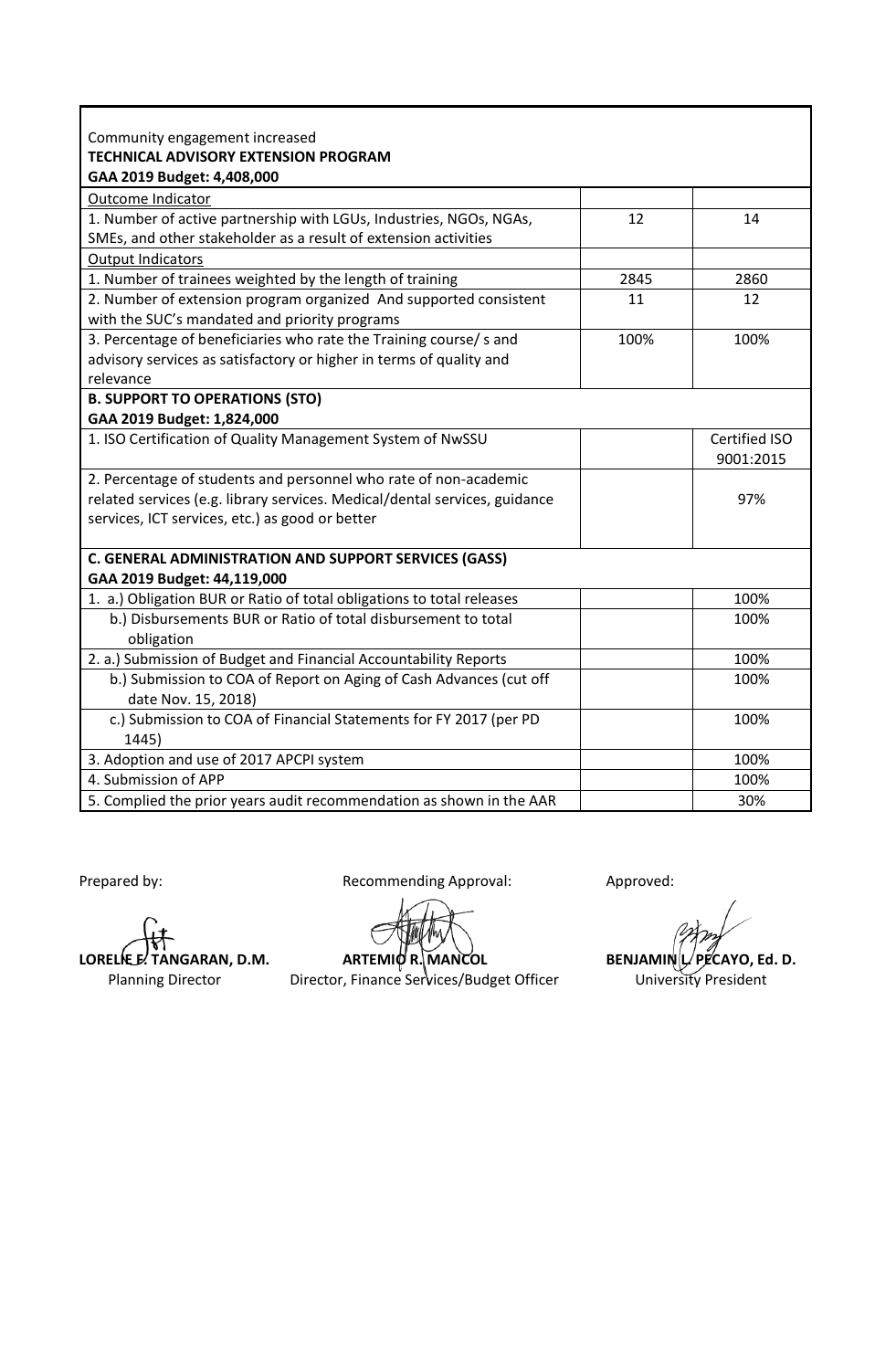| | | |
|---|---|---|
| Community engagement increased<br>**TECHNICAL ADVISORY EXTENSION PROGRAM**<br>**GAA 2019 Budget: 4,408,000** | | |
| Outcome Indicator | | |
| 1. Number of active partnership with LGUs, Industries, NGOs, NGAs, SMEs, and other stakeholder as a result of extension activities | 12 | 14 |
| Output Indicators | | |
| 1. Number of trainees weighted by the length of training | 2845 | 2860 |
| 2. Number of extension program organized And supported consistent with the SUC's mandated and priority programs | 11 | 12 |
| 3. Percentage of beneficiaries who rate the Training course/ s and advisory services as satisfactory or higher in terms of quality and relevance | 100% | 100% |
| **B. SUPPORT TO OPERATIONS (STO)**<br>**GAA 2019 Budget: 1,824,000** | | |
| 1. ISO Certification of Quality Management System of NwSSU | | Certified ISO 9001:2015 |
| 2. Percentage of students and personnel who rate of non-academic related services (e.g. library services. Medical/dental services, guidance services, ICT services, etc.) as good or better | | 97% |
| **C. GENERAL ADMINISTRATION AND SUPPORT SERVICES (GASS)**<br>**GAA 2019 Budget: 44,119,000** | | |
| 1. a.) Obligation BUR or Ratio of total obligations to total releases | | 100% |
| b.) Disbursements BUR or Ratio of total disbursement to total obligation | | 100% |
| 2. a.) Submission of Budget and Financial Accountability Reports | | 100% |
| b.) Submission to COA of Report on Aging of Cash Advances (cut off date Nov. 15, 2018) | | 100% |
| c.) Submission to COA of Financial Statements for FY 2017 (per PD 1445) | | 100% |
| 3. Adoption and use of 2017 APCPI system | | 100% |
| 4. Submission of APP | | 100% |
| 5. Complied the prior years audit recommendation as shown in the AAR | | 30% |

Prepared by:

**LORELIE E. TANGARAN, D.M.**
Planning Director

Recommending Approval:

**ARTEMIO R. MANCOL**
Director, Finance Services/Budget Officer

Approved:

**BENJAMIN L. PECAYO, Ed. D.**
University President